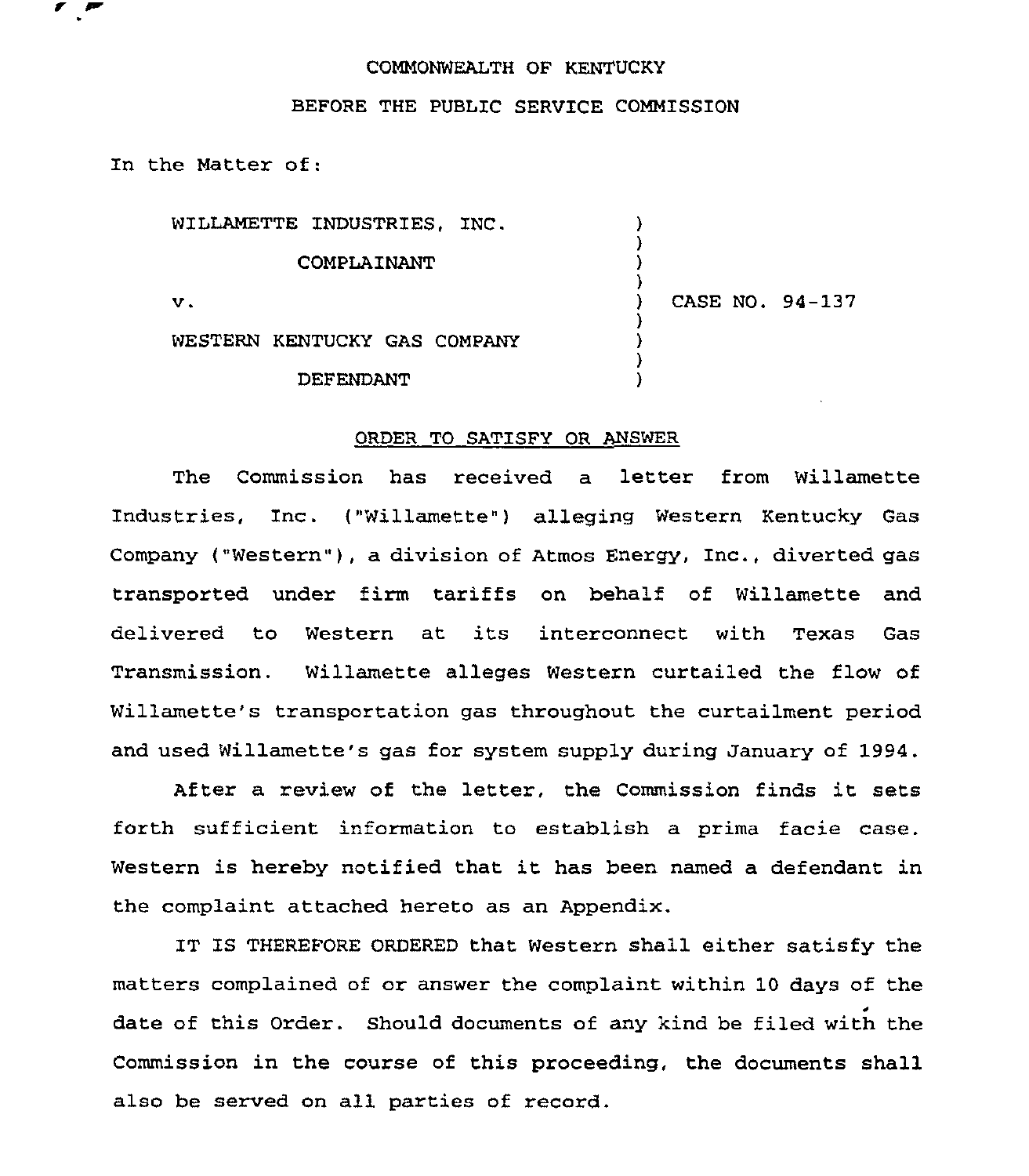COMMONWEALTH OF KENTUCKY

BEFORE THE PUBLIC SERVICE COMMISSION

In the Matter of:

WILLAMETTE INDUSTRIES, INC.
COMPLAINANT

v.

WESTERN KENTUCKY GAS COMPANY
DEFENDANT

CASE NO. 94-137

ORDER TO SATISFY OR ANSWER

The Commission has received a letter from Willamette Industries, Inc. ("Willamette") alleging Western Kentucky Gas Company ("Western"), a division of Atmos Energy, Inc., diverted gas transported under firm tariffs on behalf of Willamette and delivered to Western at its interconnect with Texas Gas Transmission. Willamette alleges Western curtailed the flow of Willamette's transportation gas throughout the curtailment period and used Willamette's gas for system supply during January of 1994.

After a review of the letter, the Commission finds it sets forth sufficient information to establish a prima facie case. Western is hereby notified that it has been named a defendant in the complaint attached hereto as an Appendix.

IT IS THEREFORE ORDERED that Western shall either satisfy the matters complained of or answer the complaint within 10 days of the date of this Order. Should documents of any kind be filed with the Commission in the course of this proceeding, the documents shall also be served on all parties of record.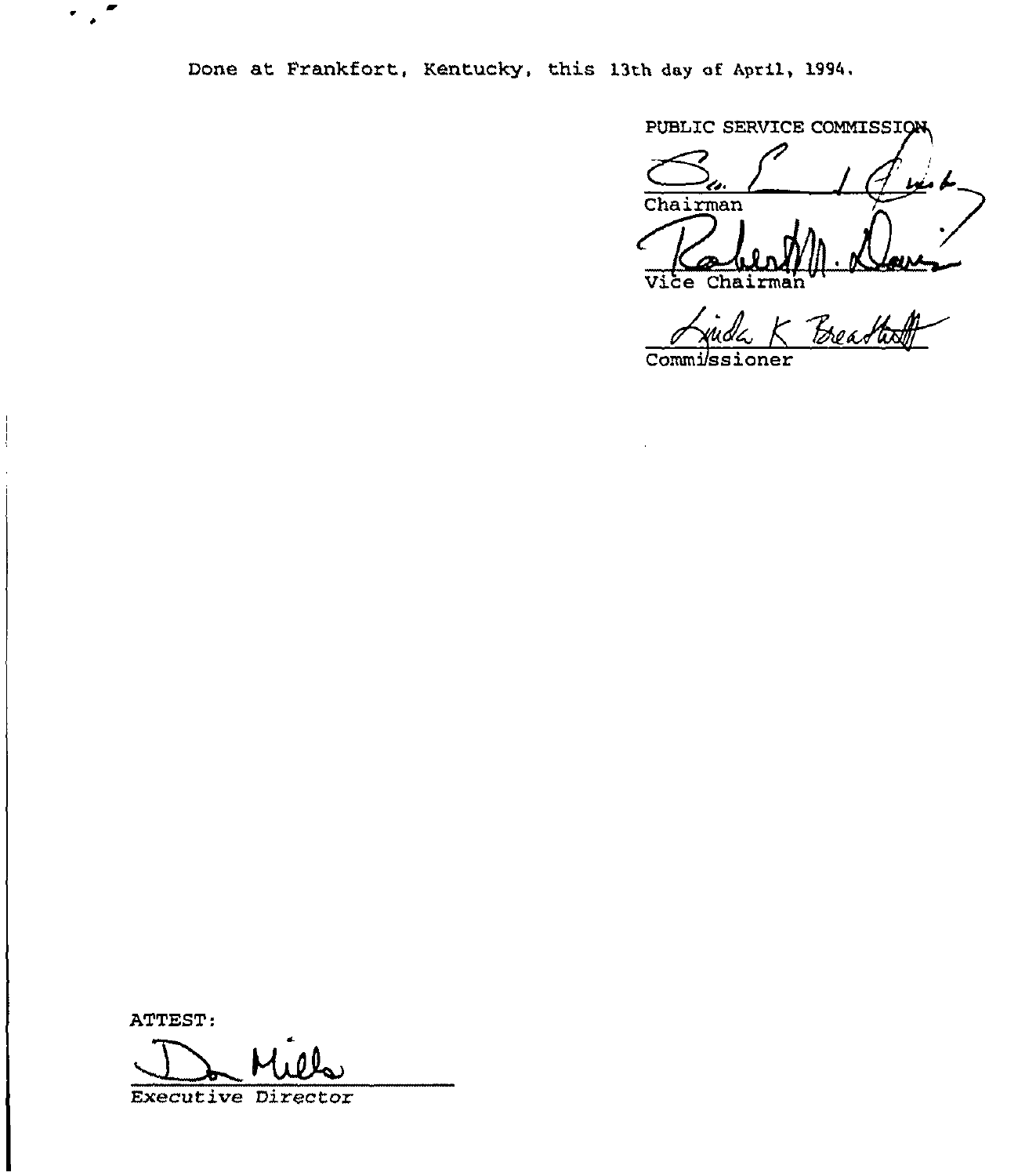Done at Frankfort, Kentucky, this 13th day of April, 1994.

PUBLIC SERVICE COMMISSION

Chairman

Vice Chairman

Commissioner

ATTEST:

Executive Director